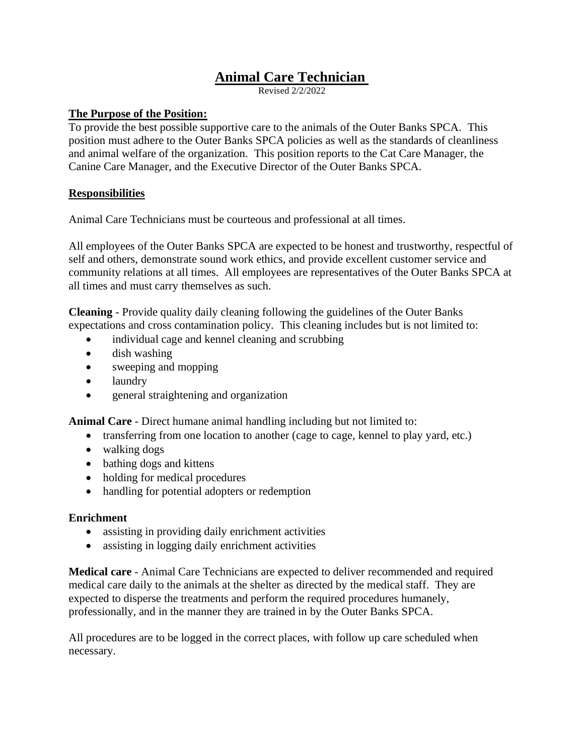# Animal Care Technician

Revised 2/2/2022

## The Purpose of the Position:

To provide the best possible supportive care to the animals of the Outer Banks SPCA. This position must adhere to the Outer Banks SPCA policies as well as the standards of cleanliness and animal welfare of the organization. This position reports to the Cat Care Manager, the Canine Care Manager, and the Executive Director of the Outer Banks SPCA.

## Responsibilities

Animal Care Technicians must be courteous and professional at all times.

All employees of the Outer Banks SPCA are expected to be honest and trustworthy, respectful of self and others, demonstrate sound work ethics, and provide excellent customer service and community relations at all times. All employees are representatives of the Outer Banks SPCA at all times and must carry themselves as such.

**Cleaning** - Provide quality daily cleaning following the guidelines of the Outer Banks expectations and cross contamination policy. This cleaning includes but is not limited to:

- individual cage and kennel cleaning and scrubbing
- dish washing
- sweeping and mopping
- laundry
- general straightening and organization

**Animal Care** - Direct humane animal handling including but not limited to:

- transferring from one location to another (cage to cage, kennel to play yard, etc.)
- walking dogs
- bathing dogs and kittens
- holding for medical procedures
- handling for potential adopters or redemption

**Enrichment**

- assisting in providing daily enrichment activities
- assisting in logging daily enrichment activities

**Medical care** - Animal Care Technicians are expected to deliver recommended and required medical care daily to the animals at the shelter as directed by the medical staff. They are expected to disperse the treatments and perform the required procedures humanely, professionally, and in the manner they are trained in by the Outer Banks SPCA.

All procedures are to be logged in the correct places, with follow up care scheduled when necessary.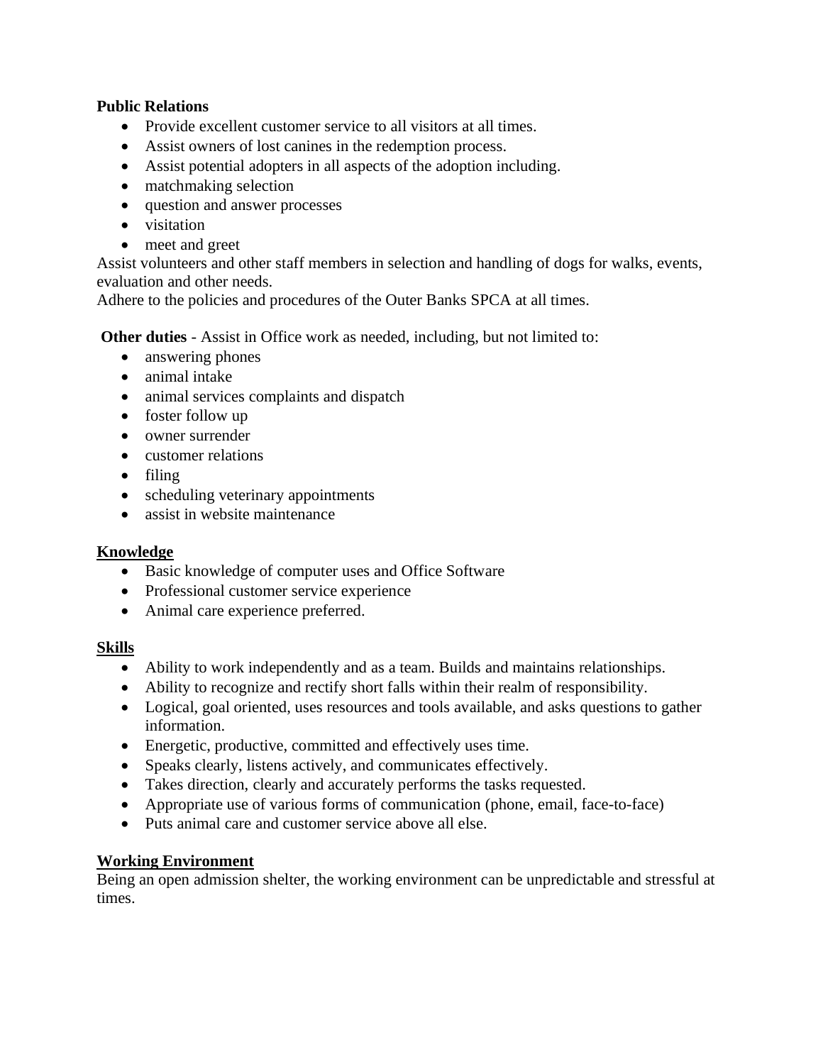**Public Relations**

- Provide excellent customer service to all visitors at all times.
- Assist owners of lost canines in the redemption process.
- Assist potential adopters in all aspects of the adoption including.
- matchmaking selection
- question and answer processes
- visitation
- meet and greet

Assist volunteers and other staff members in selection and handling of dogs for walks, events, evaluation and other needs.

Adhere to the policies and procedures of the Outer Banks SPCA at all times.

**Other duties** - Assist in Office work as needed, including, but not limited to:

- answering phones
- animal intake
- animal services complaints and dispatch
- foster follow up
- owner surrender
- customer relations
- filing
- scheduling veterinary appointments
- assist in website maintenance

**Knowledge**

- Basic knowledge of computer uses and Office Software
- Professional customer service experience
- Animal care experience preferred.

**Skills**

- Ability to work independently and as a team. Builds and maintains relationships.
- Ability to recognize and rectify short falls within their realm of responsibility.
- Logical, goal oriented, uses resources and tools available, and asks questions to gather information.
- Energetic, productive, committed and effectively uses time.
- Speaks clearly, listens actively, and communicates effectively.
- Takes direction, clearly and accurately performs the tasks requested.
- Appropriate use of various forms of communication (phone, email, face-to-face)
- Puts animal care and customer service above all else.

**Working Environment**

Being an open admission shelter, the working environment can be unpredictable and stressful at times.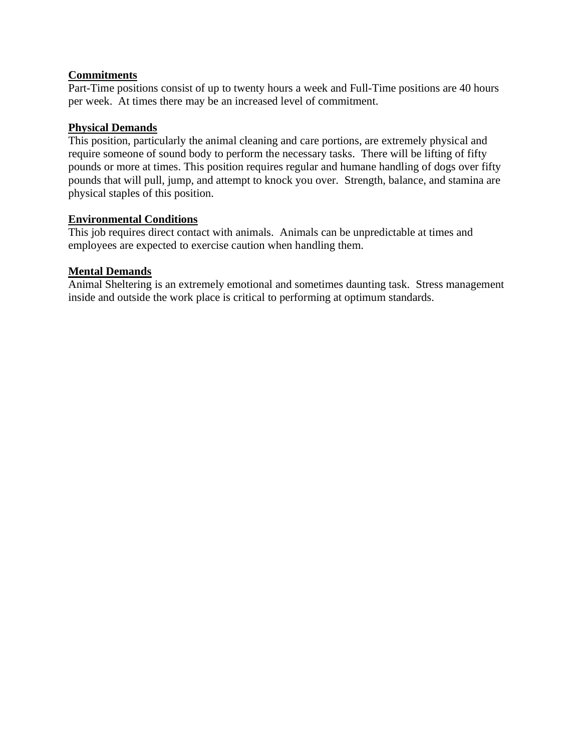**Commitments**

Part-Time positions consist of up to twenty hours a week and Full-Time positions are 40 hours per week. At times there may be an increased level of commitment.

**Physical Demands**

This position, particularly the animal cleaning and care portions, are extremely physical and require someone of sound body to perform the necessary tasks. There will be lifting of fifty pounds or more at times. This position requires regular and humane handling of dogs over fifty pounds that will pull, jump, and attempt to knock you over. Strength, balance, and stamina are physical staples of this position.

**Environmental Conditions**

This job requires direct contact with animals. Animals can be unpredictable at times and employees are expected to exercise caution when handling them.

**Mental Demands**

Animal Sheltering is an extremely emotional and sometimes daunting task. Stress management inside and outside the work place is critical to performing at optimum standards.